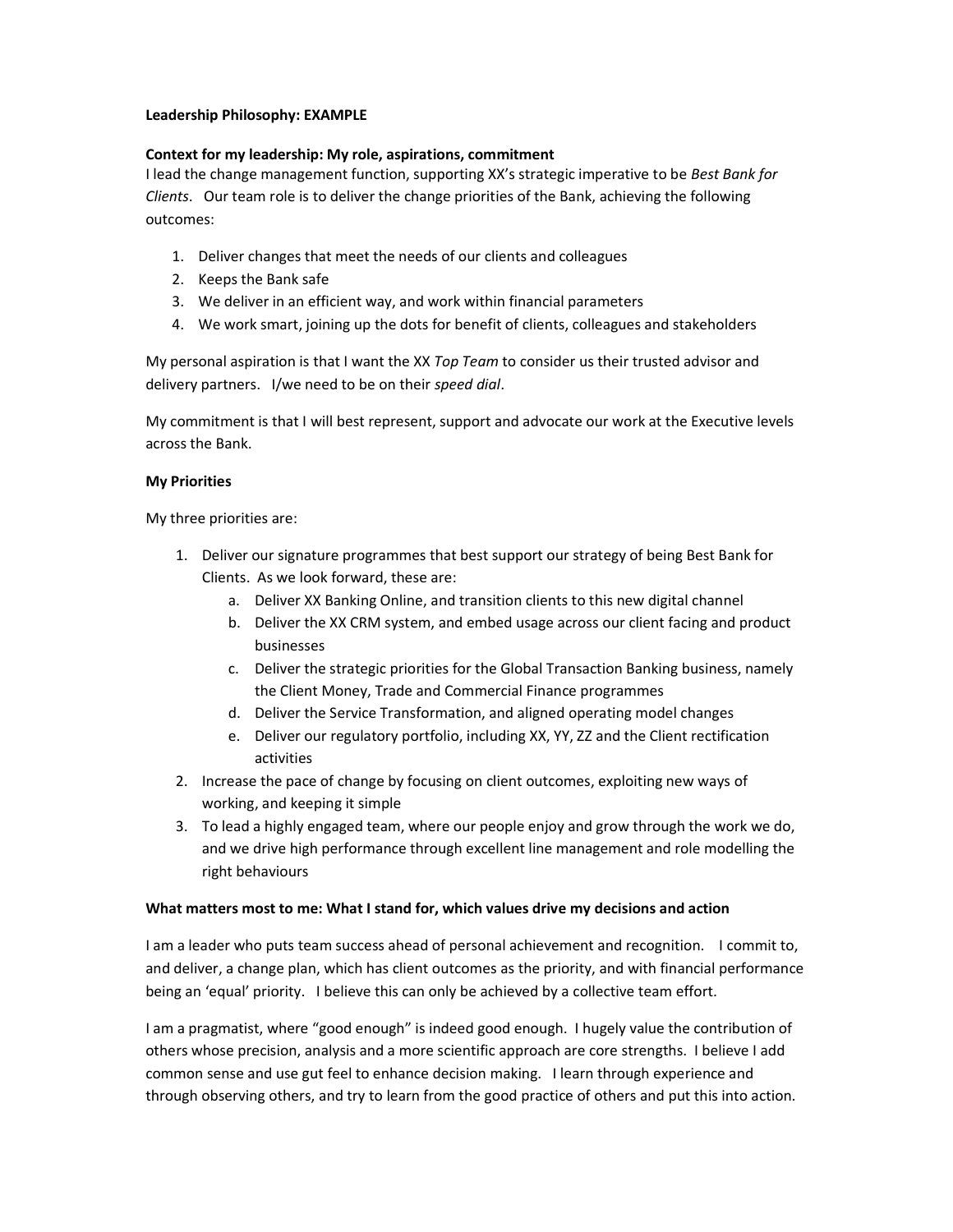**Leadership Philosophy: EXAMPLE**

**Context for my leadership: My role, aspirations, commitment**

I lead the change management function, supporting XX's strategic imperative to be *Best Bank for Clients*. Our team role is to deliver the change priorities of the Bank, achieving the following outcomes:

1. Deliver changes that meet the needs of our clients and colleagues
2. Keeps the Bank safe
3. We deliver in an efficient way, and work within financial parameters
4. We work smart, joining up the dots for benefit of clients, colleagues and stakeholders

My personal aspiration is that I want the XX *Top Team* to consider us their trusted advisor and delivery partners. I/we need to be on their *speed dial*.

My commitment is that I will best represent, support and advocate our work at the Executive levels across the Bank.

**My Priorities**

My three priorities are:

1. Deliver our signature programmes that best support our strategy of being Best Bank for Clients. As we look forward, these are:
   a. Deliver XX Banking Online, and transition clients to this new digital channel
   b. Deliver the XX CRM system, and embed usage across our client facing and product businesses
   c. Deliver the strategic priorities for the Global Transaction Banking business, namely the Client Money, Trade and Commercial Finance programmes
   d. Deliver the Service Transformation, and aligned operating model changes
   e. Deliver our regulatory portfolio, including XX, YY, ZZ and the Client rectification activities
2. Increase the pace of change by focusing on client outcomes, exploiting new ways of working, and keeping it simple
3. To lead a highly engaged team, where our people enjoy and grow through the work we do, and we drive high performance through excellent line management and role modelling the right behaviours

**What matters most to me: What I stand for, which values drive my decisions and action**

I am a leader who puts team success ahead of personal achievement and recognition. I commit to, and deliver, a change plan, which has client outcomes as the priority, and with financial performance being an 'equal' priority. I believe this can only be achieved by a collective team effort.

I am a pragmatist, where "good enough" is indeed good enough. I hugely value the contribution of others whose precision, analysis and a more scientific approach are core strengths. I believe I add common sense and use gut feel to enhance decision making. I learn through experience and through observing others, and try to learn from the good practice of others and put this into action.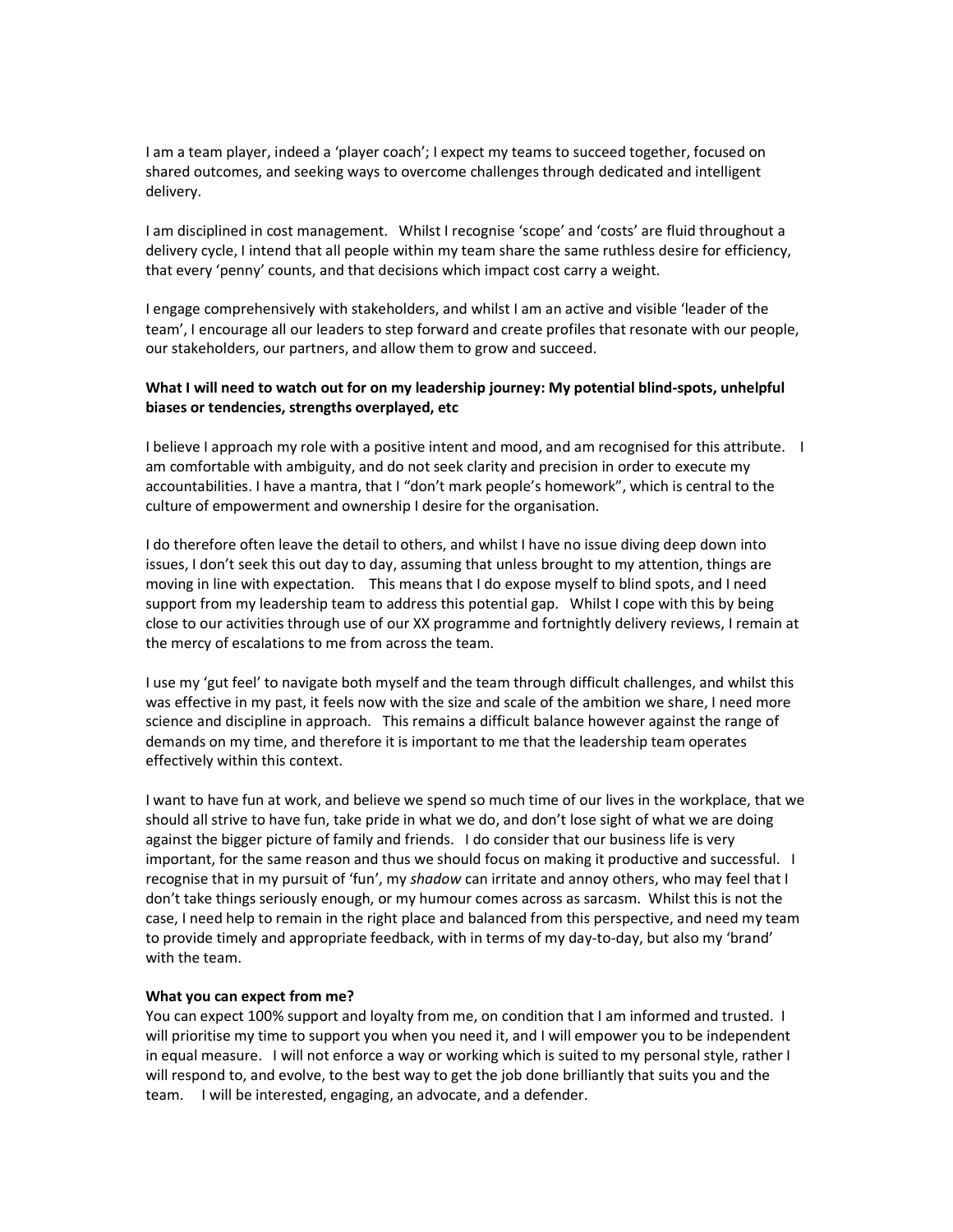I am a team player, indeed a 'player coach'; I expect my teams to succeed together, focused on shared outcomes, and seeking ways to overcome challenges through dedicated and intelligent delivery.

I am disciplined in cost management. Whilst I recognise 'scope' and 'costs' are fluid throughout a delivery cycle, I intend that all people within my team share the same ruthless desire for efficiency, that every 'penny' counts, and that decisions which impact cost carry a weight.

I engage comprehensively with stakeholders, and whilst I am an active and visible 'leader of the team', I encourage all our leaders to step forward and create profiles that resonate with our people, our stakeholders, our partners, and allow them to grow and succeed.

**What I will need to watch out for on my leadership journey: My potential blind-spots, unhelpful biases or tendencies, strengths overplayed, etc**

I believe I approach my role with a positive intent and mood, and am recognised for this attribute. I am comfortable with ambiguity, and do not seek clarity and precision in order to execute my accountabilities. I have a mantra, that I "don't mark people's homework", which is central to the culture of empowerment and ownership I desire for the organisation.

I do therefore often leave the detail to others, and whilst I have no issue diving deep down into issues, I don't seek this out day to day, assuming that unless brought to my attention, things are moving in line with expectation. This means that I do expose myself to blind spots, and I need support from my leadership team to address this potential gap. Whilst I cope with this by being close to our activities through use of our XX programme and fortnightly delivery reviews, I remain at the mercy of escalations to me from across the team.

I use my 'gut feel' to navigate both myself and the team through difficult challenges, and whilst this was effective in my past, it feels now with the size and scale of the ambition we share, I need more science and discipline in approach. This remains a difficult balance however against the range of demands on my time, and therefore it is important to me that the leadership team operates effectively within this context.

I want to have fun at work, and believe we spend so much time of our lives in the workplace, that we should all strive to have fun, take pride in what we do, and don't lose sight of what we are doing against the bigger picture of family and friends. I do consider that our business life is very important, for the same reason and thus we should focus on making it productive and successful. I recognise that in my pursuit of 'fun', my *shadow* can irritate and annoy others, who may feel that I don't take things seriously enough, or my humour comes across as sarcasm. Whilst this is not the case, I need help to remain in the right place and balanced from this perspective, and need my team to provide timely and appropriate feedback, with in terms of my day-to-day, but also my 'brand' with the team.

**What you can expect from me?**

You can expect 100% support and loyalty from me, on condition that I am informed and trusted. I will prioritise my time to support you when you need it, and I will empower you to be independent in equal measure. I will not enforce a way or working which is suited to my personal style, rather I will respond to, and evolve, to the best way to get the job done brilliantly that suits you and the team. I will be interested, engaging, an advocate, and a defender.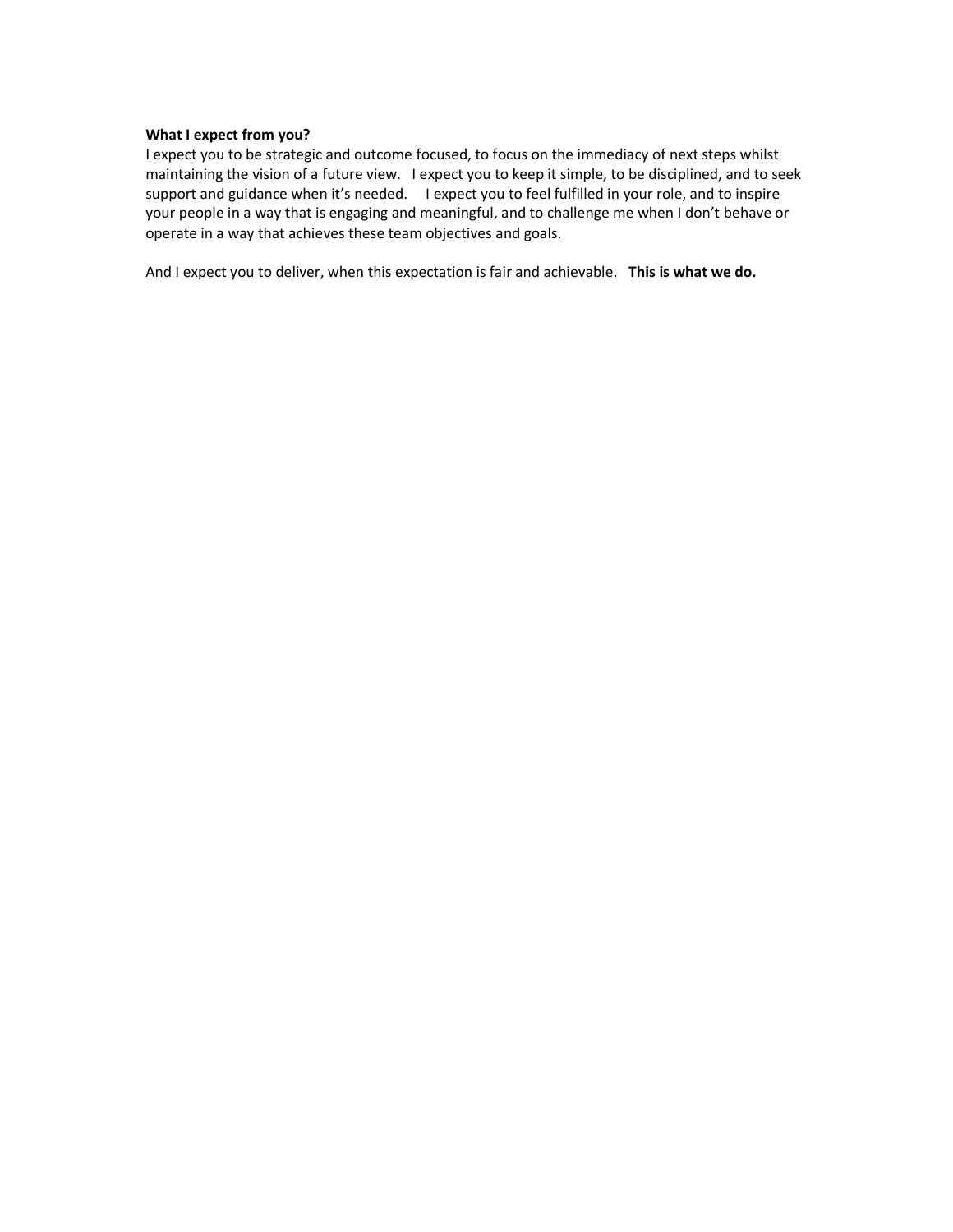**What I expect from you?**
I expect you to be strategic and outcome focused, to focus on the immediacy of next steps whilst maintaining the vision of a future view. I expect you to keep it simple, to be disciplined, and to seek support and guidance when it's needed. I expect you to feel fulfilled in your role, and to inspire your people in a way that is engaging and meaningful, and to challenge me when I don't behave or operate in a way that achieves these team objectives and goals.

And I expect you to deliver, when this expectation is fair and achievable. **This is what we do.**